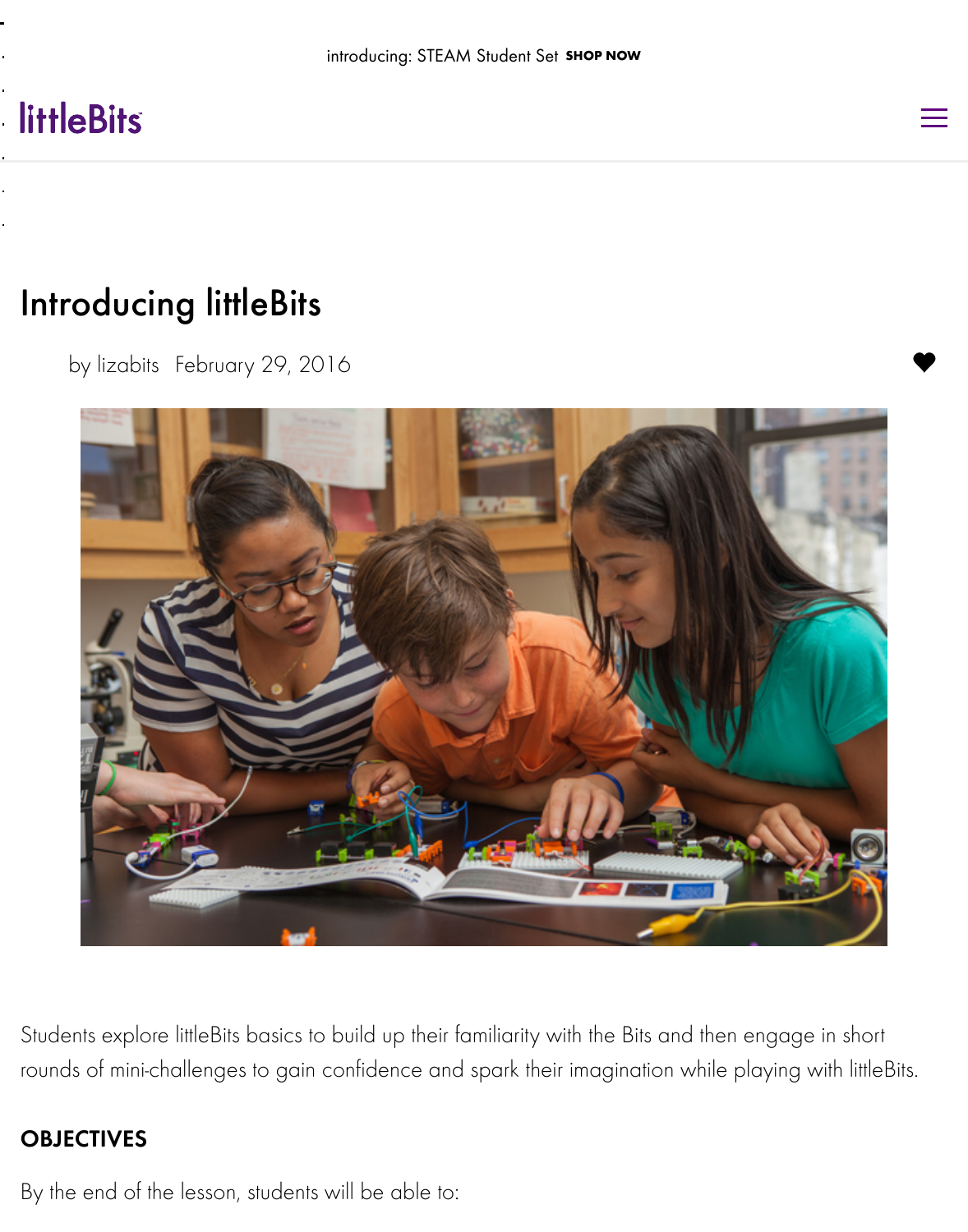introducing: STEAM Student Set **SHOP NOW**

littleBits

# Introducing littleBits

by lizabits February 29, 2016

Students explore littleBits basics to build up their familiarity with the Bits and then engage in short rounds of mini-challenges to gain confidence and spark their imagination while playing with littleBits.

## OBJECTIVES

By the end of the lesson, students will be able to: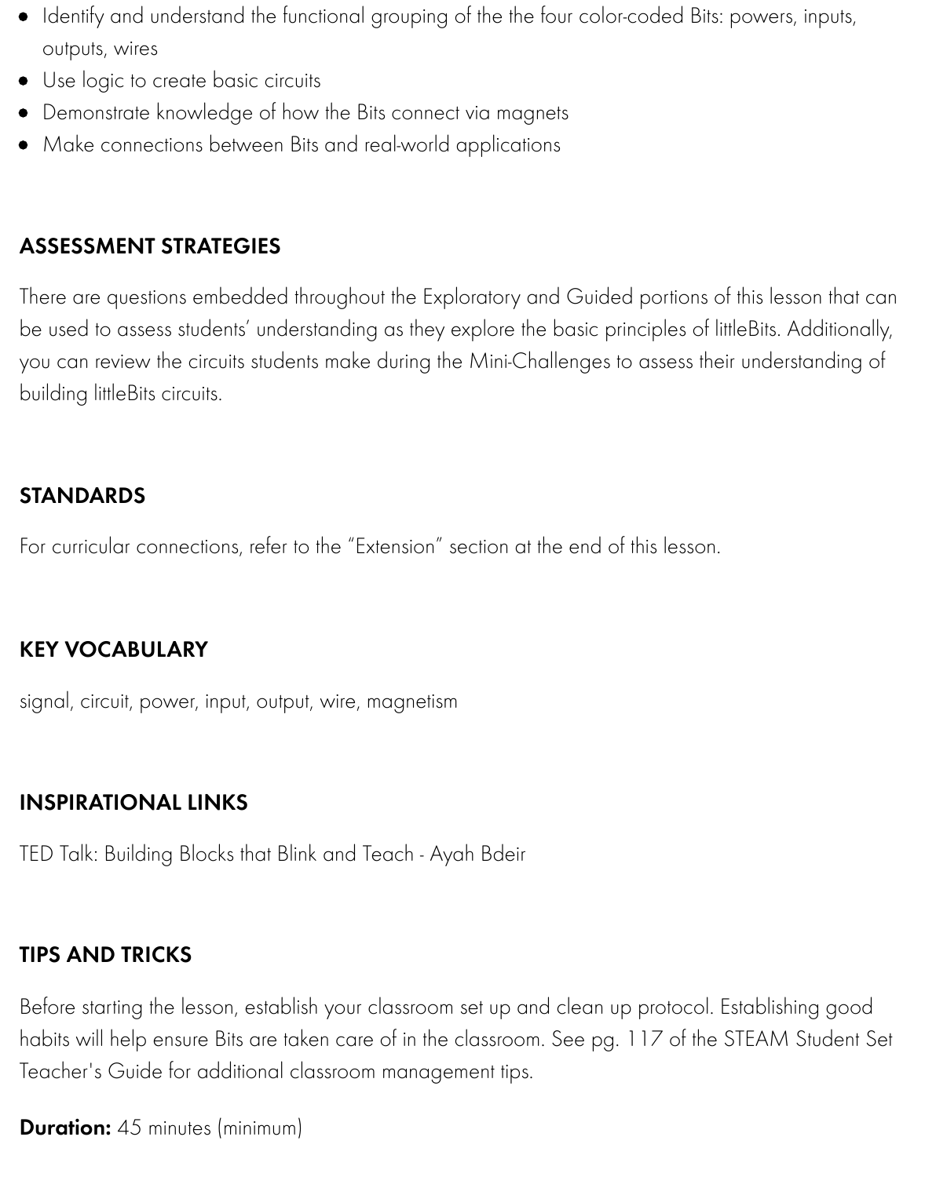- Identify and understand the functional grouping of the the four color-coded Bits: powers, inputs, outputs, wires
- Use logic to create basic circuits
- Demonstrate knowledge of how the Bits connect via magnets
- Make connections between Bits and real-world applications

## ASSESSMENT STRATEGIES

There are questions embedded throughout the Exploratory and Guided portions of this lesson that can be used to assess students' understanding as they explore the basic principles of littleBits. Additionally, you can review the circuits students make during the Mini-Challenges to assess their understanding of building littleBits circuits.

## STANDARDS

For curricular connections, refer to the "Extension" section at the end of this lesson.

## KEY VOCABULARY

signal, circuit, power, input, output, wire, magnetism

## INSPIRATIONAL LINKS

TED Talk: Building Blocks that Blink and Teach - Ayah Bdeir

## TIPS AND TRICKS

Before starting the lesson, establish your classroom set up and clean up protocol. Establishing good habits will help ensure Bits are taken care of in the classroom. See pg. 117 of the STEAM Student Set Teacher's Guide for additional classroom management tips.

**Duration:** 45 minutes (minimum)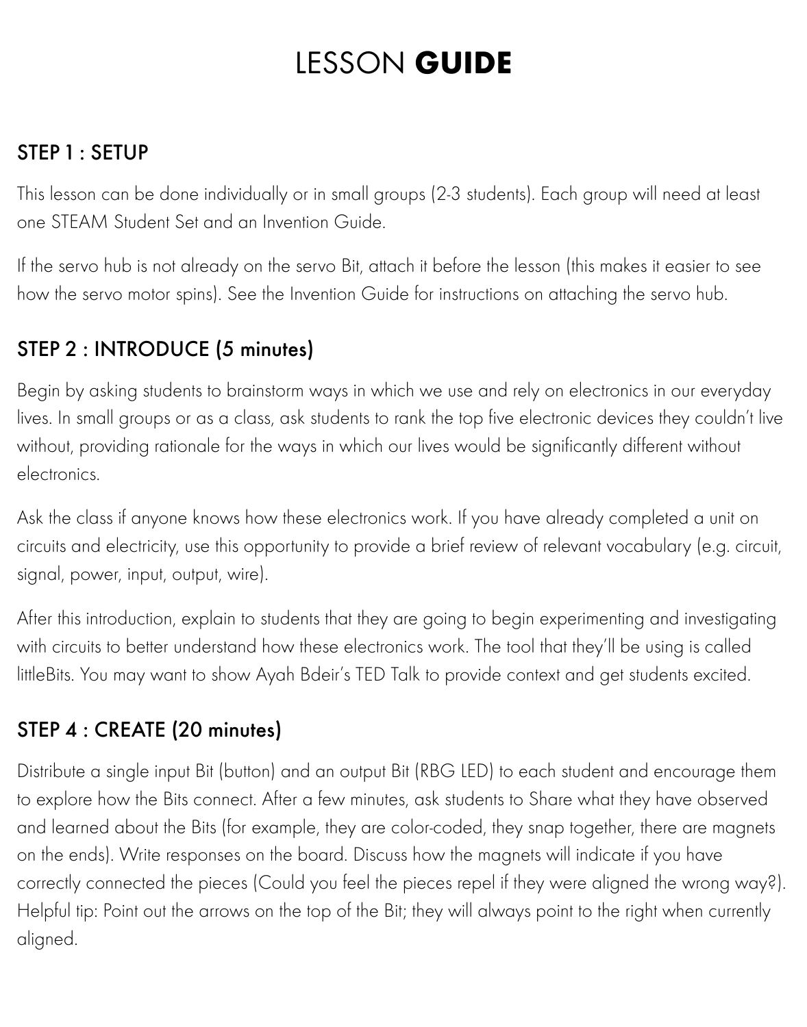# LESSON **GUIDE**

## STEP 1 : SETUP

This lesson can be done individually or in small groups (2-3 students). Each group will need at least one STEAM Student Set and an Invention Guide.

If the servo hub is not already on the servo Bit, attach it before the lesson (this makes it easier to see how the servo motor spins). See the Invention Guide for instructions on attaching the servo hub.

## STEP 2 : INTRODUCE (5 minutes)

Begin by asking students to brainstorm ways in which we use and rely on electronics in our everyday lives. In small groups or as a class, ask students to rank the top five electronic devices they couldn't live without, providing rationale for the ways in which our lives would be significantly different without electronics.

Ask the class if anyone knows how these electronics work. If you have already completed a unit on circuits and electricity, use this opportunity to provide a brief review of relevant vocabulary (e.g. circuit, signal, power, input, output, wire).

After this introduction, explain to students that they are going to begin experimenting and investigating with circuits to better understand how these electronics work. The tool that they'll be using is called littleBits. You may want to show Ayah Bdeir's TED Talk to provide context and get students excited.

## STEP 4 : CREATE (20 minutes)

Distribute a single input Bit (button) and an output Bit (RBG LED) to each student and encourage them to explore how the Bits connect. After a few minutes, ask students to Share what they have observed and learned about the Bits (for example, they are color-coded, they snap together, there are magnets on the ends). Write responses on the board. Discuss how the magnets will indicate if you have correctly connected the pieces (Could you feel the pieces repel if they were aligned the wrong way?). Helpful tip: Point out the arrows on the top of the Bit; they will always point to the right when currently aligned.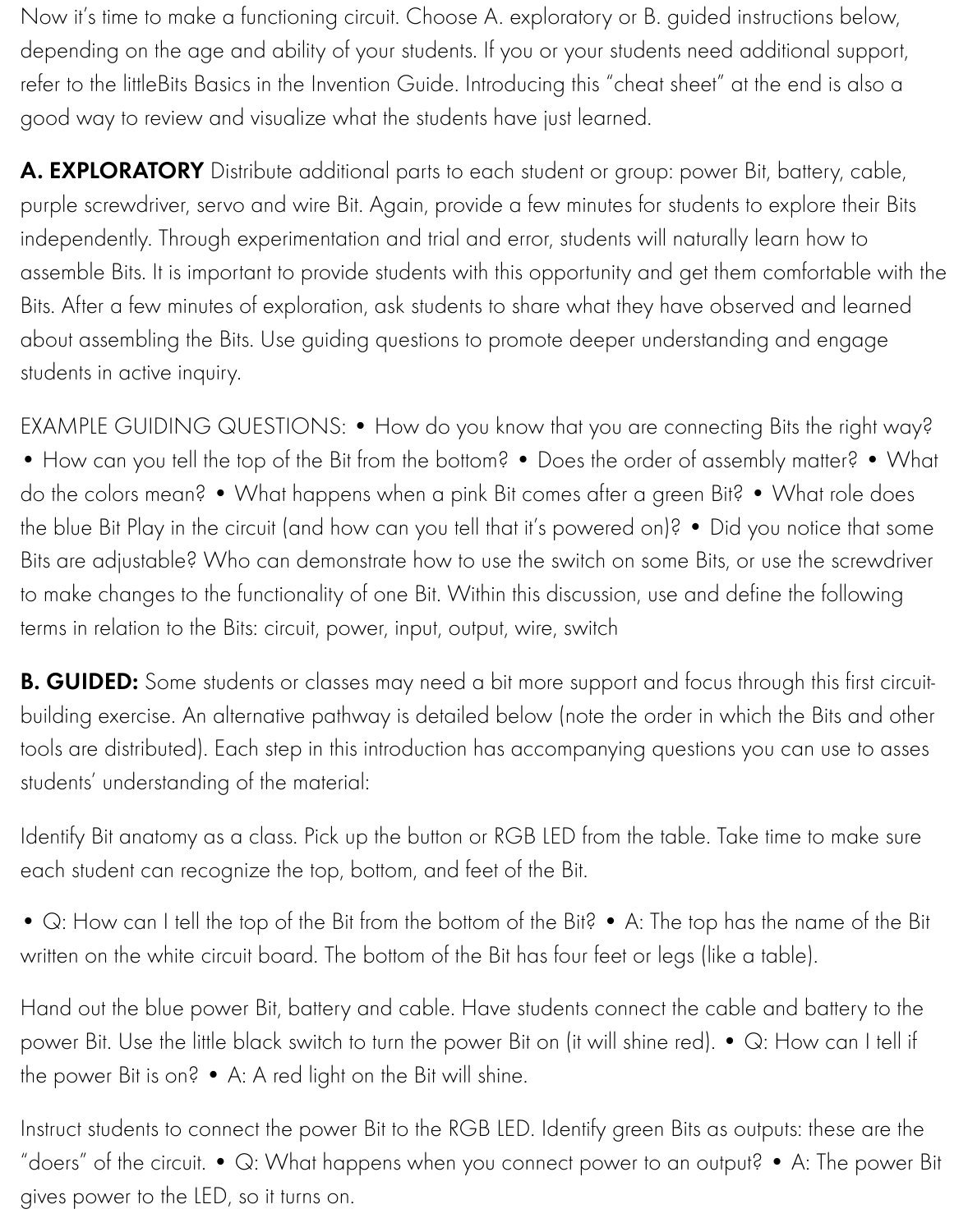Now it's time to make a functioning circuit. Choose A. exploratory or B. guided instructions below, depending on the age and ability of your students. If you or your students need additional support, refer to the littleBits Basics in the Invention Guide. Introducing this "cheat sheet" at the end is also a good way to review and visualize what the students have just learned.

**A. EXPLORATORY** Distribute additional parts to each student or group: power Bit, battery, cable, purple screwdriver, servo and wire Bit. Again, provide a few minutes for students to explore their Bits independently. Through experimentation and trial and error, students will naturally learn how to assemble Bits. It is important to provide students with this opportunity and get them comfortable with the Bits. After a few minutes of exploration, ask students to share what they have observed and learned about assembling the Bits. Use guiding questions to promote deeper understanding and engage students in active inquiry.

EXAMPLE GUIDING QUESTIONS: • How do you know that you are connecting Bits the right way? • How can you tell the top of the Bit from the bottom? • Does the order of assembly matter? • What do the colors mean? • What happens when a pink Bit comes after a green Bit? • What role does the blue Bit Play in the circuit (and how can you tell that it's powered on)? • Did you notice that some Bits are adjustable? Who can demonstrate how to use the switch on some Bits, or use the screwdriver to make changes to the functionality of one Bit. Within this discussion, use and define the following terms in relation to the Bits: circuit, power, input, output, wire, switch

**B. GUIDED:** Some students or classes may need a bit more support and focus through this first circuit-building exercise. An alternative pathway is detailed below (note the order in which the Bits and other tools are distributed). Each step in this introduction has accompanying questions you can use to asses students' understanding of the material:

Identify Bit anatomy as a class. Pick up the button or RGB LED from the table. Take time to make sure each student can recognize the top, bottom, and feet of the Bit.

• Q: How can I tell the top of the Bit from the bottom of the Bit? • A: The top has the name of the Bit written on the white circuit board. The bottom of the Bit has four feet or legs (like a table).

Hand out the blue power Bit, battery and cable. Have students connect the cable and battery to the power Bit. Use the little black switch to turn the power Bit on (it will shine red). • Q: How can I tell if the power Bit is on? • A: A red light on the Bit will shine.

Instruct students to connect the power Bit to the RGB LED. Identify green Bits as outputs: these are the "doers" of the circuit. • Q: What happens when you connect power to an output? • A: The power Bit gives power to the LED, so it turns on.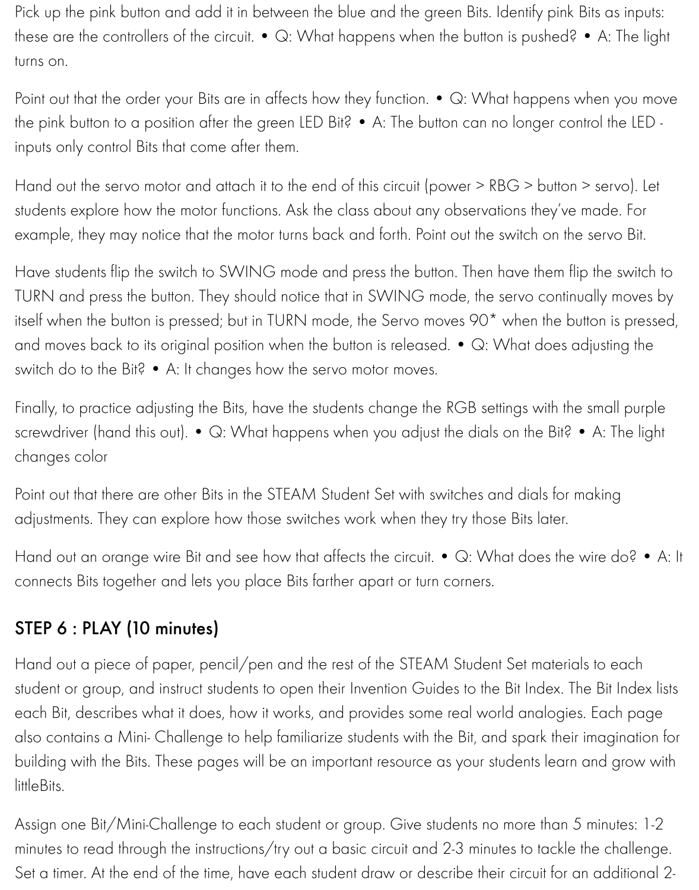Pick up the pink button and add it in between the blue and the green Bits. Identify pink Bits as inputs: these are the controllers of the circuit. • Q: What happens when the button is pushed? • A: The light turns on.

Point out that the order your Bits are in affects how they function. • Q: What happens when you move the pink button to a position after the green LED Bit? • A: The button can no longer control the LED - inputs only control Bits that come after them.

Hand out the servo motor and attach it to the end of this circuit (power > RBG > button > servo). Let students explore how the motor functions. Ask the class about any observations they've made. For example, they may notice that the motor turns back and forth. Point out the switch on the servo Bit.

Have students flip the switch to SWING mode and press the button. Then have them flip the switch to TURN and press the button. They should notice that in SWING mode, the servo continually moves by itself when the button is pressed; but in TURN mode, the Servo moves 90* when the button is pressed, and moves back to its original position when the button is released. • Q: What does adjusting the switch do to the Bit? • A: It changes how the servo motor moves.

Finally, to practice adjusting the Bits, have the students change the RGB settings with the small purple screwdriver (hand this out). • Q: What happens when you adjust the dials on the Bit? • A: The light changes color

Point out that there are other Bits in the STEAM Student Set with switches and dials for making adjustments. They can explore how those switches work when they try those Bits later.

Hand out an orange wire Bit and see how that affects the circuit. • Q: What does the wire do? • A: It connects Bits together and lets you place Bits farther apart or turn corners.

## STEP 6 : PLAY (10 minutes)

Hand out a piece of paper, pencil/pen and the rest of the STEAM Student Set materials to each student or group, and instruct students to open their Invention Guides to the Bit Index. The Bit Index lists each Bit, describes what it does, how it works, and provides some real world analogies. Each page also contains a Mini- Challenge to help familiarize students with the Bit, and spark their imagination for building with the Bits. These pages will be an important resource as your students learn and grow with littleBits.

Assign one Bit/Mini-Challenge to each student or group. Give students no more than 5 minutes: 1-2 minutes to read through the instructions/try out a basic circuit and 2-3 minutes to tackle the challenge. Set a timer. At the end of the time, have each student draw or describe their circuit for an additional 2-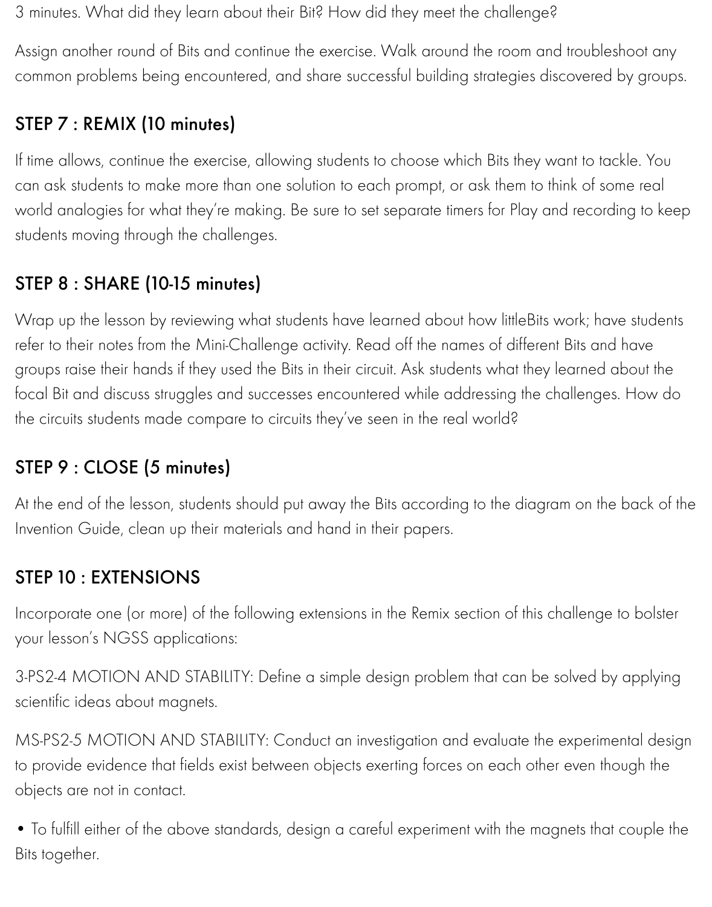3 minutes. What did they learn about their Bit? How did they meet the challenge?

Assign another round of Bits and continue the exercise. Walk around the room and troubleshoot any common problems being encountered, and share successful building strategies discovered by groups.

## STEP 7 : REMIX (10 minutes)

If time allows, continue the exercise, allowing students to choose which Bits they want to tackle. You can ask students to make more than one solution to each prompt, or ask them to think of some real world analogies for what they're making. Be sure to set separate timers for Play and recording to keep students moving through the challenges.

## STEP 8 : SHARE (10-15 minutes)

Wrap up the lesson by reviewing what students have learned about how littleBits work; have students refer to their notes from the Mini-Challenge activity. Read off the names of different Bits and have groups raise their hands if they used the Bits in their circuit. Ask students what they learned about the focal Bit and discuss struggles and successes encountered while addressing the challenges. How do the circuits students made compare to circuits they've seen in the real world?

## STEP 9 : CLOSE (5 minutes)

At the end of the lesson, students should put away the Bits according to the diagram on the back of the Invention Guide, clean up their materials and hand in their papers.

## STEP 10 : EXTENSIONS

Incorporate one (or more) of the following extensions in the Remix section of this challenge to bolster your lesson's NGSS applications:

3-PS2-4 MOTION AND STABILITY: Define a simple design problem that can be solved by applying scientific ideas about magnets.

MS-PS2-5 MOTION AND STABILITY: Conduct an investigation and evaluate the experimental design to provide evidence that fields exist between objects exerting forces on each other even though the objects are not in contact.

- To fulfill either of the above standards, design a careful experiment with the magnets that couple the Bits together.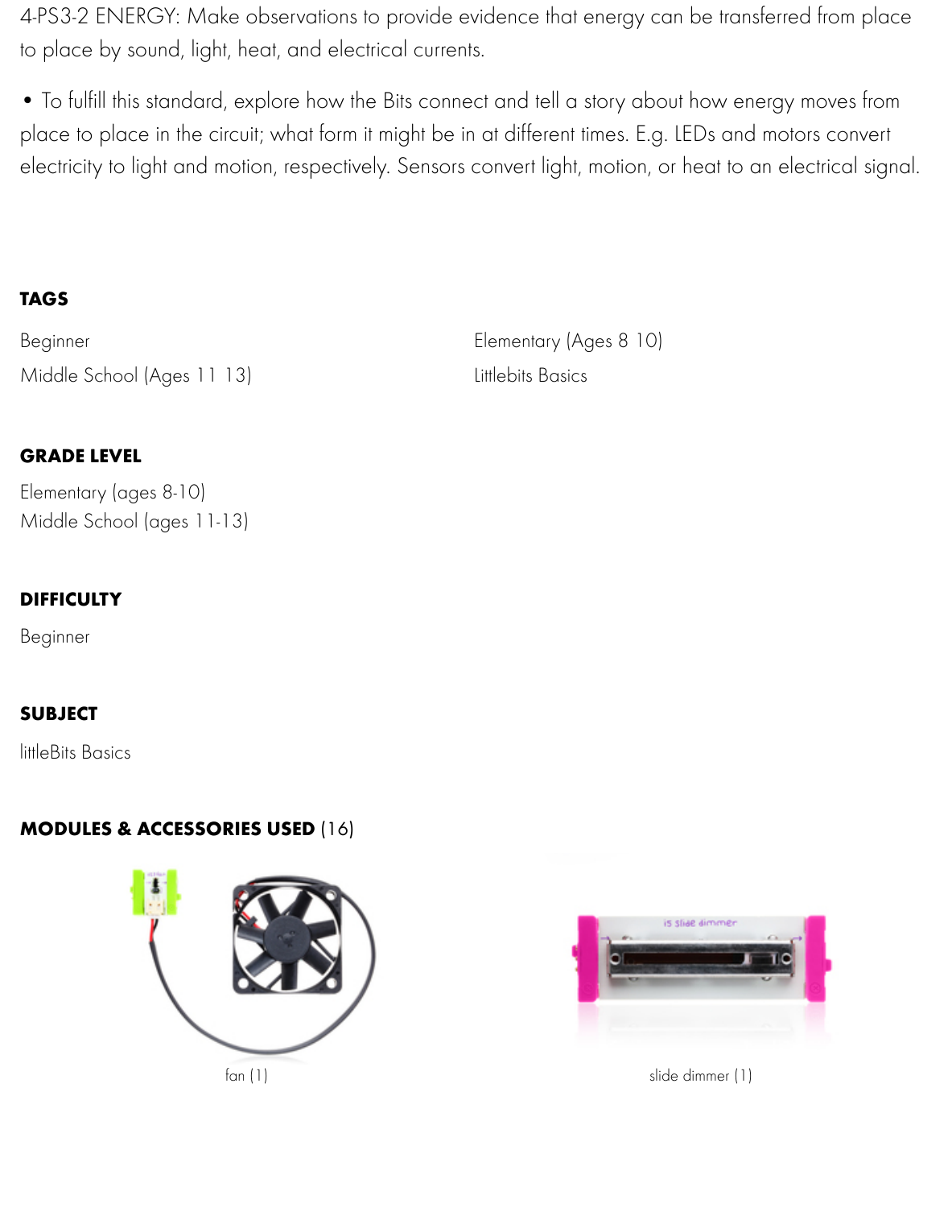4-PS3-2 ENERGY: Make observations to provide evidence that energy can be transferred from place to place by sound, light, heat, and electrical currents.

- To fulfill this standard, explore how the Bits connect and tell a story about how energy moves from place to place in the circuit; what form it might be in at different times. E.g. LEDs and motors convert electricity to light and motion, respectively. Sensors convert light, motion, or heat to an electrical signal.

## TAGS

Beginner

Elementary (Ages 8 10)

Middle School (Ages 11 13)

Littlebits Basics

## GRADE LEVEL

Elementary (ages 8-10)
Middle School (ages 11-13)

## DIFFICULTY

Beginner

## SUBJECT

littleBits Basics

## MODULES & ACCESSORIES USED (16)

fan (1)

slide dimmer (1)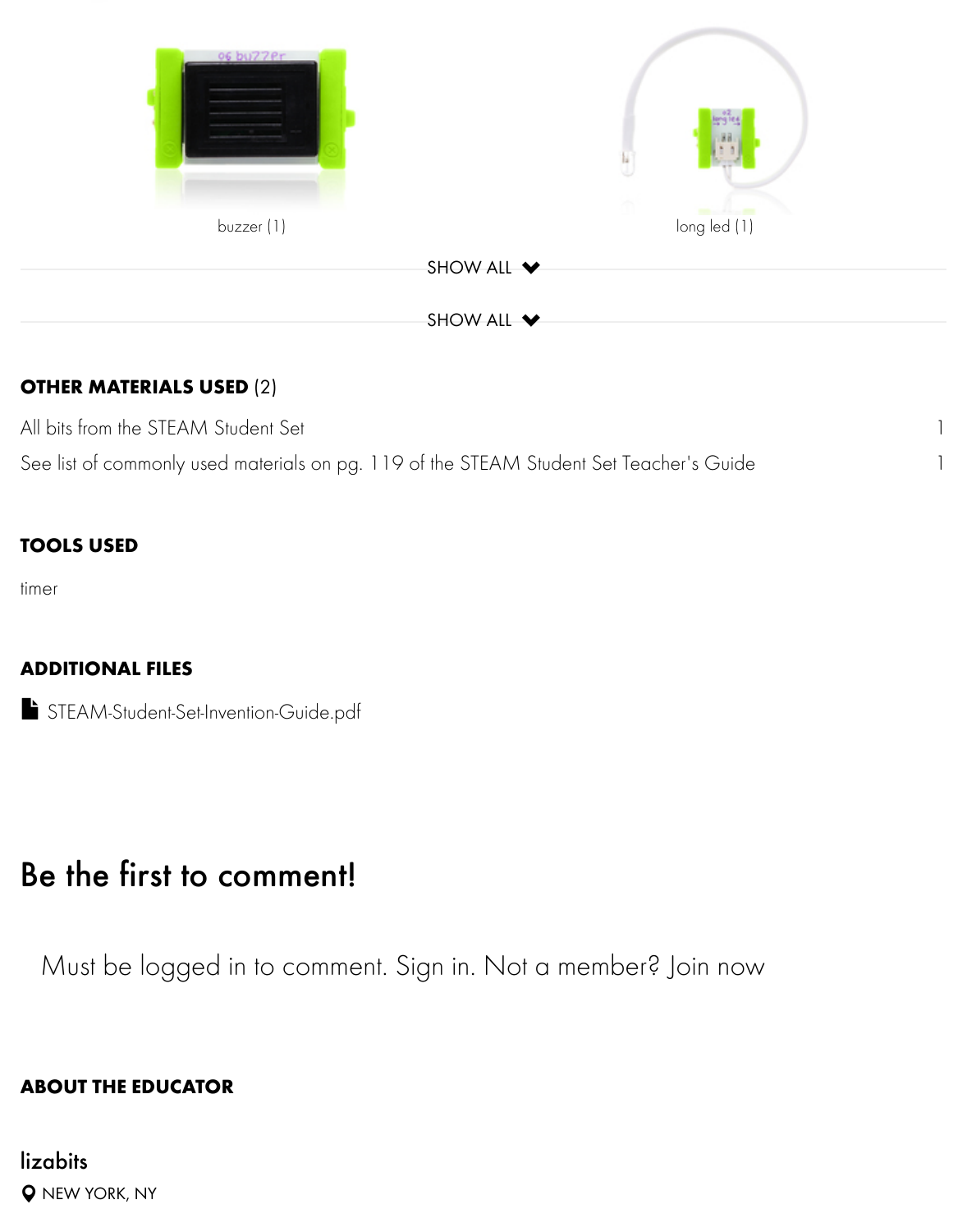buzzer (1)

long led (1)

SHOW ALL

SHOW ALL

**OTHER MATERIALS USED** (2)

| | |
|---|---|
| All bits from the STEAM Student Set | 1 |
| See list of commonly used materials on pg. 119 of the STEAM Student Set Teacher's Guide | 1 |

**TOOLS USED**

timer

**ADDITIONAL FILES**

STEAM-Student-Set-Invention-Guide.pdf

## Be the first to comment!

Must be logged in to comment. Sign in. Not a member? Join now

**ABOUT THE EDUCATOR**

lizabits

NEW YORK, NY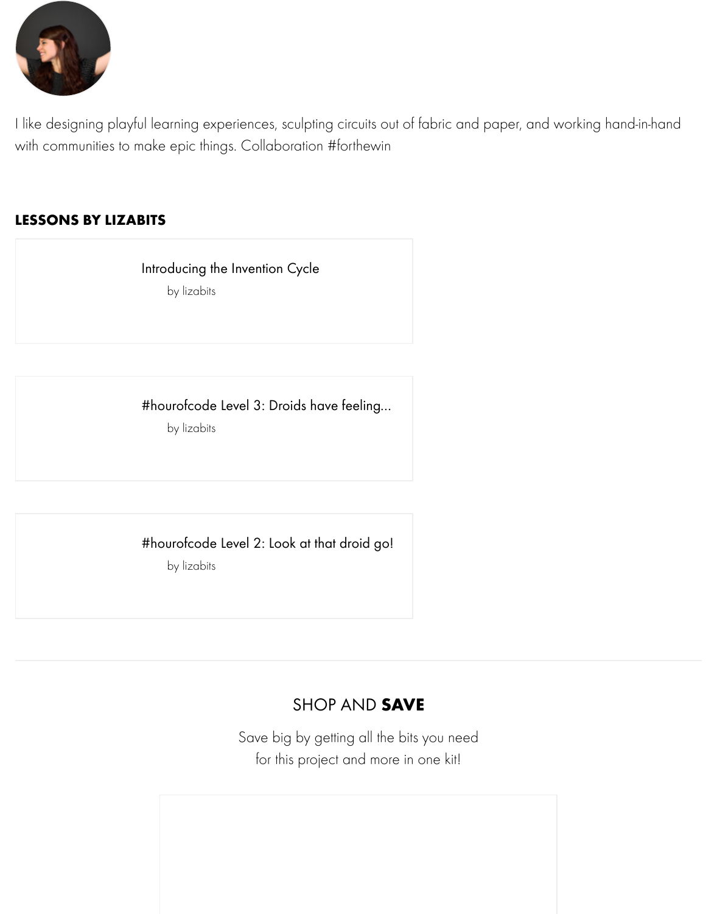I like designing playful learning experiences, sculpting circuits out of fabric and paper, and working hand-in-hand with communities to make epic things. Collaboration #forthewin

## LESSONS BY LIZABITS

Introducing the Invention Cycle

by lizabits

#hourofcode Level 3: Droids have feeling...

by lizabits

#hourofcode Level 2: Look at that droid go!

by lizabits

---

## SHOP AND **SAVE**

Save big by getting all the bits you need for this project and more in one kit!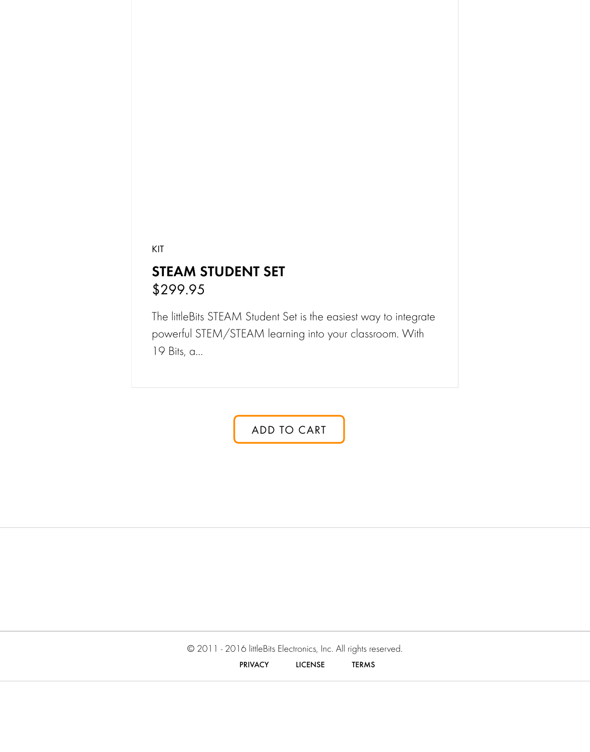KIT

## STEAM STUDENT SET

$299.95

The littleBits STEAM Student Set is the easiest way to integrate powerful STEM/STEAM learning into your classroom. With 19 Bits, a...

ADD TO CART

© 2011 - 2016 littleBits Electronics, Inc. All rights reserved.

PRIVACY LICENSE TERMS